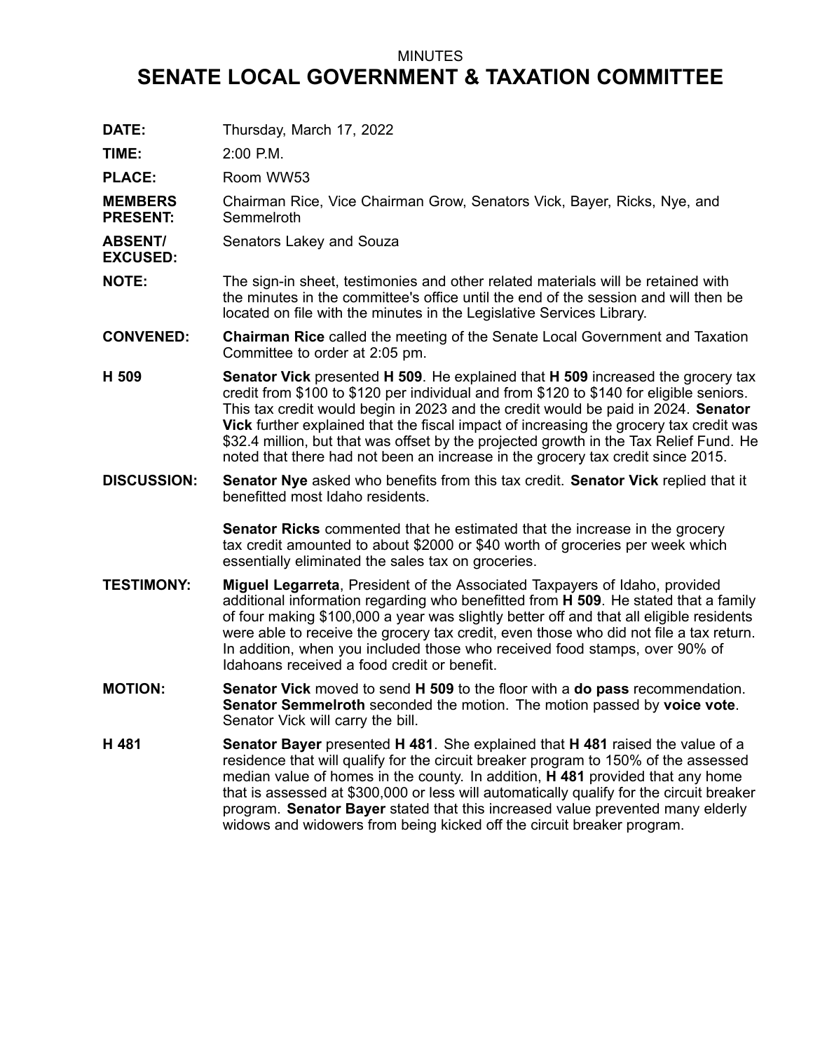MINUTES

# SENATE LOCAL GOVERNMENT & TAXATION COMMITTEE

**DATE:** Thursday, March 17, 2022

**TIME:** 2:00 P.M.

**PLACE:** Room WW53

**MEMBERS PRESENT:** Chairman Rice, Vice Chairman Grow, Senators Vick, Bayer, Ricks, Nye, and Semmelroth

**ABSENT/ EXCUSED:** Senators Lakey and Souza

**NOTE:** The sign-in sheet, testimonies and other related materials will be retained with the minutes in the committee's office until the end of the session and will then be located on file with the minutes in the Legislative Services Library.

**CONVENED:** **Chairman Rice** called the meeting of the Senate Local Government and Taxation Committee to order at 2:05 pm.

**H 509** **Senator Vick** presented **H 509**. He explained that **H 509** increased the grocery tax credit from $100 to $120 per individual and from $120 to $140 for eligible seniors. This tax credit would begin in 2023 and the credit would be paid in 2024. **Senator Vick** further explained that the fiscal impact of increasing the grocery tax credit was $32.4 million, but that was offset by the projected growth in the Tax Relief Fund. He noted that there had not been an increase in the grocery tax credit since 2015.

**DISCUSSION:** **Senator Nye** asked who benefits from this tax credit. **Senator Vick** replied that it benefitted most Idaho residents.

**Senator Ricks** commented that he estimated that the increase in the grocery tax credit amounted to about $2000 or $40 worth of groceries per week which essentially eliminated the sales tax on groceries.

**TESTIMONY:** **Miguel Legarreta**, President of the Associated Taxpayers of Idaho, provided additional information regarding who benefitted from **H 509**. He stated that a family of four making $100,000 a year was slightly better off and that all eligible residents were able to receive the grocery tax credit, even those who did not file a tax return. In addition, when you included those who received food stamps, over 90% of Idahoans received a food credit or benefit.

**MOTION:** **Senator Vick** moved to send **H 509** to the floor with a **do pass** recommendation. **Senator Semmelroth** seconded the motion. The motion passed by **voice vote**. Senator Vick will carry the bill.

**H 481** **Senator Bayer** presented **H 481**. She explained that **H 481** raised the value of a residence that will qualify for the circuit breaker program to 150% of the assessed median value of homes in the county. In addition, **H 481** provided that any home that is assessed at $300,000 or less will automatically qualify for the circuit breaker program. **Senator Bayer** stated that this increased value prevented many elderly widows and widowers from being kicked off the circuit breaker program.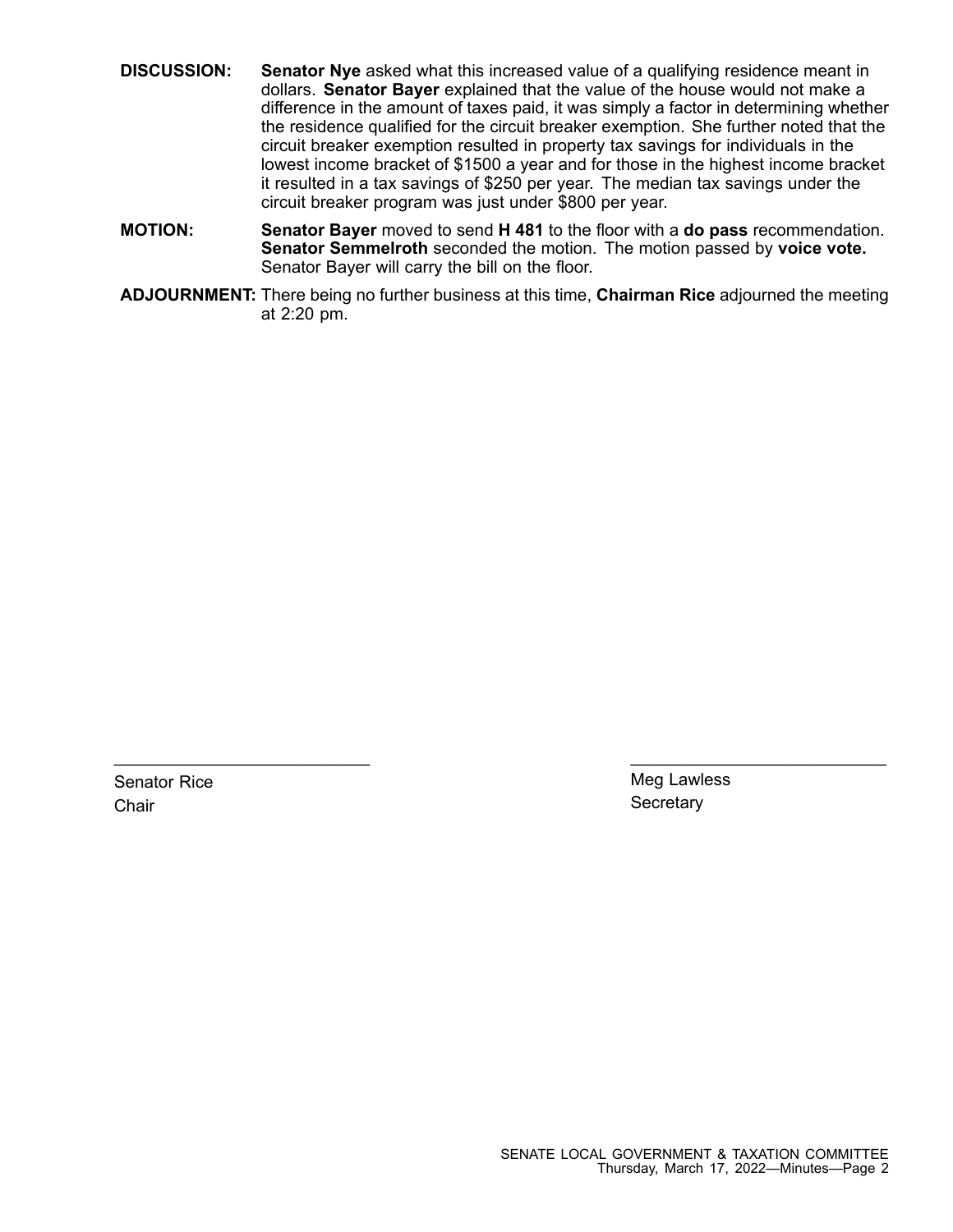**DISCUSSION:** **Senator Nye** asked what this increased value of a qualifying residence meant in dollars. **Senator Bayer** explained that the value of the house would not make a difference in the amount of taxes paid, it was simply a factor in determining whether the residence qualified for the circuit breaker exemption. She further noted that the circuit breaker exemption resulted in property tax savings for individuals in the lowest income bracket of $1500 a year and for those in the highest income bracket it resulted in a tax savings of $250 per year. The median tax savings under the circuit breaker program was just under $800 per year.

**MOTION:** **Senator Bayer** moved to send **H 481** to the floor with a **do pass** recommendation. **Senator Semmelroth** seconded the motion. The motion passed by **voice vote.** Senator Bayer will carry the bill on the floor.

**ADJOURNMENT:** There being no further business at this time, **Chairman Rice** adjourned the meeting at 2:20 pm.

___________________________

Senator Rice
Chair

___________________________

Meg Lawless
Secretary